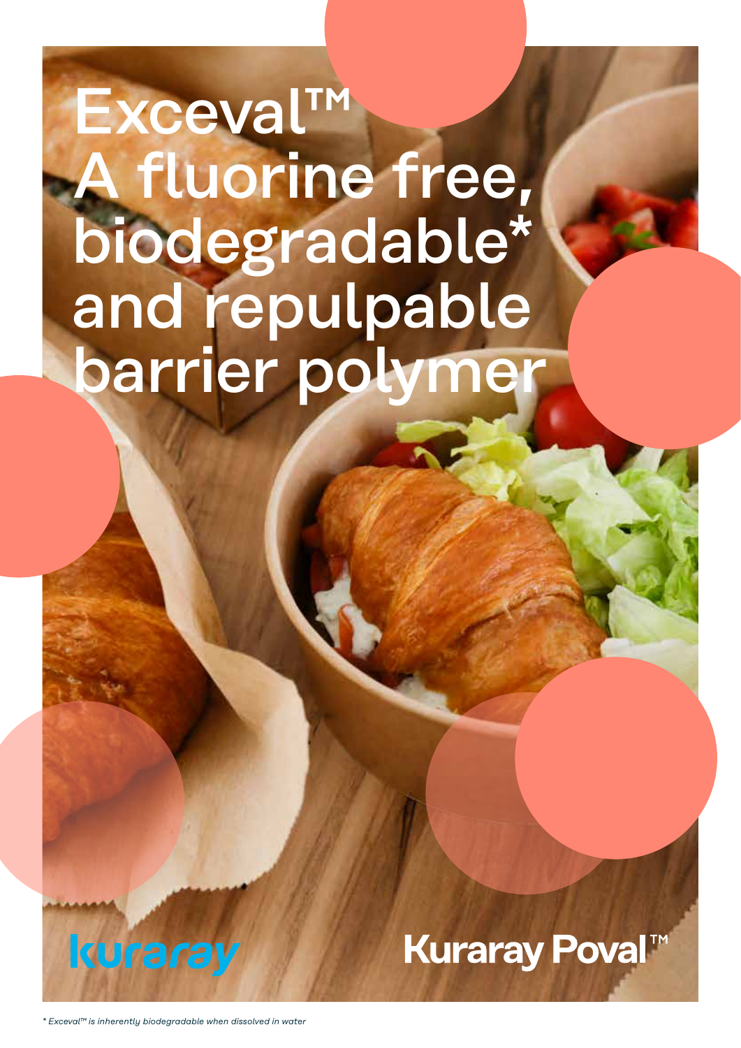# Exceval™ A fluorine free, biodegradable* and repulpable barrier polymer

kuraray

Kuraray Poval™

*\* Exceval™ is inherently biodegradable when dissolved in water*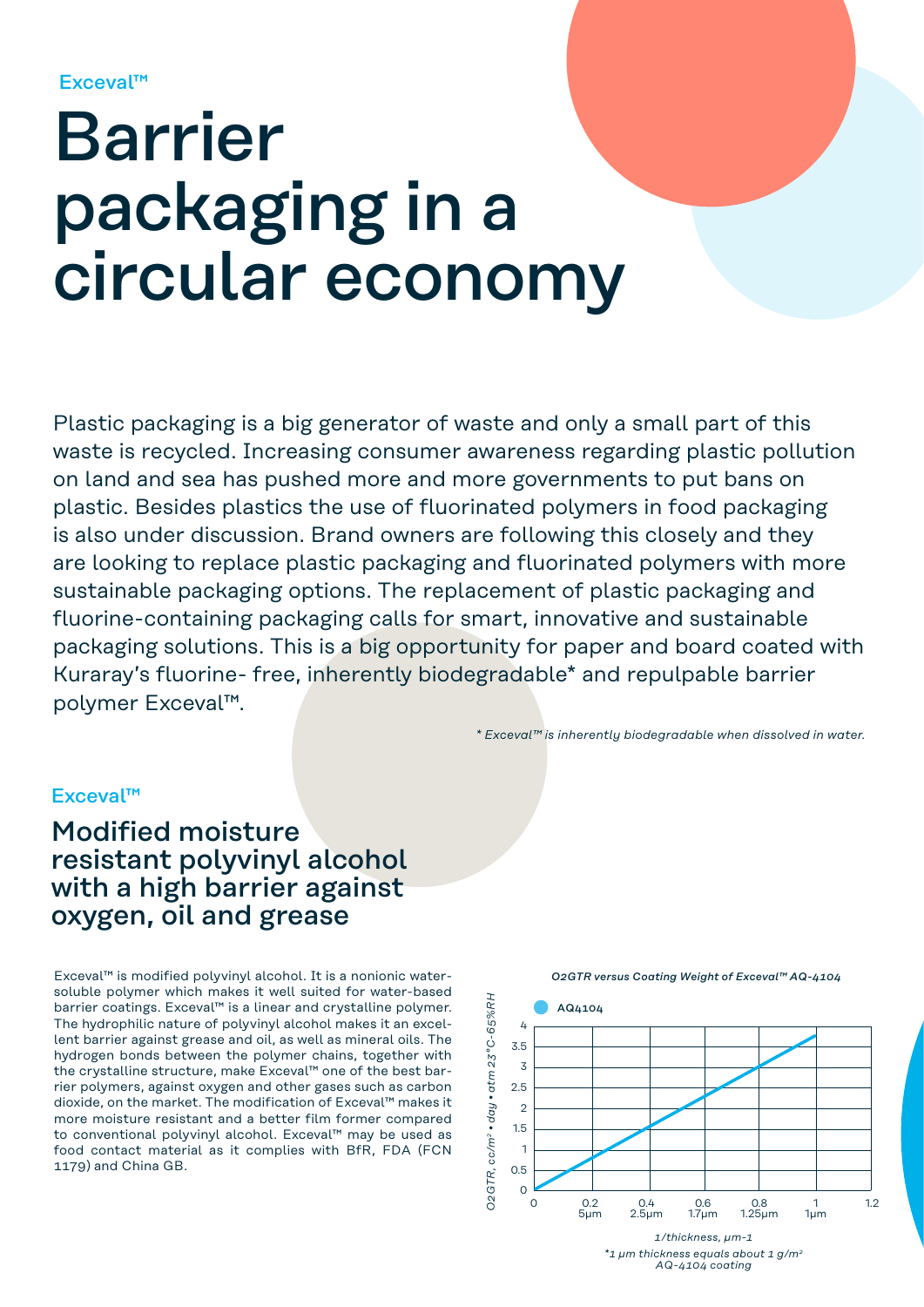Exceval™

# Barrier packaging in a circular economy

Plastic packaging is a big generator of waste and only a small part of this waste is recycled. Increasing consumer awareness regarding plastic pollution on land and sea has pushed more and more governments to put bans on plastic. Besides plastics the use of fluorinated polymers in food packaging is also under discussion. Brand owners are following this closely and they are looking to replace plastic packaging and fluorinated polymers with more sustainable packaging options. The replacement of plastic packaging and fluorine-containing packaging calls for smart, innovative and sustainable packaging solutions. This is a big opportunity for paper and board coated with Kuraray's fluorine- free, inherently biodegradable* and repulpable barrier polymer Exceval™.

*\* Exceval™ is inherently biodegradable when dissolved in water.*

Exceval™

## Modified moisture resistant polyvinyl alcohol with a high barrier against oxygen, oil and grease

Exceval™ is modified polyvinyl alcohol. It is a nonionic water-soluble polymer which makes it well suited for water-based barrier coatings. Exceval™ is a linear and crystalline polymer. The hydrophilic nature of polyvinyl alcohol makes it an excellent barrier against grease and oil, as well as mineral oils. The hydrogen bonds between the polymer chains, together with the crystalline structure, make Exceval™ one of the best barrier polymers, against oxygen and other gases such as carbon dioxide, on the market. The modification of Exceval™ makes it more moisture resistant and a better film former compared to conventional polyvinyl alcohol. Exceval™ may be used as food contact material as it complies with BfR, FDA (FCN 1179) and China GB.

*O2GTR versus Coating Weight of Exceval™ AQ-4104*

AQ4104

Y-axis: O2GTR, cc/m² • day • atm 23°C-65%RH (0 – 4)

X-axis: 1/thickness, μm-1 — 0; 0.2 (5μm); 0.4 (2.5μm); 0.6 (1.7μm); 0.8 (1.25μm); 1 (1μm); 1.2

*\*1 μm thickness equals about 1 g/m² AQ-4104 coating*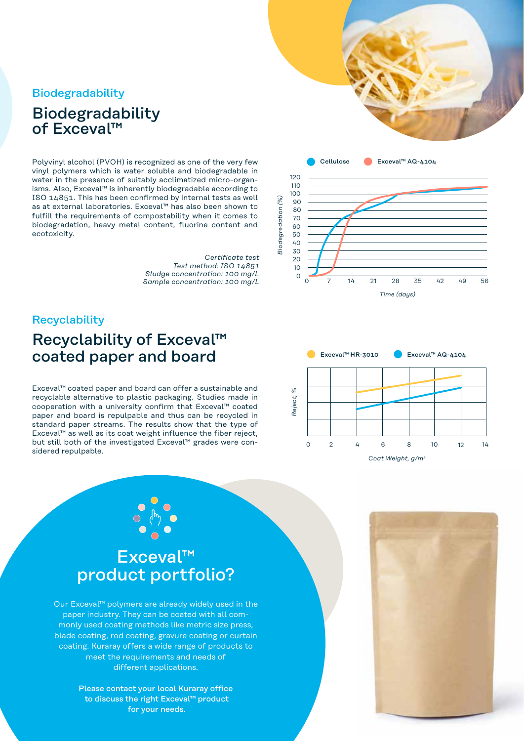## Biodegradability

# Biodegradability of Exceval™

Polyvinyl alcohol (PVOH) is recognized as one of the very few vinyl polymers which is water soluble and biodegradable in water in the presence of suitably acclimatized micro-organisms. Also, Exceval™ is inherently biodegradable according to ISO 14851. This has been confirmed by internal tests as well as at external laboratories. Exceval™ has also been shown to fulfill the requirements of compostability when it comes to biodegradation, heavy metal content, fluorine content and ecotoxicity.

*Certificate test*
*Test method: ISO 14851*
*Sludge concentration: 100 mg/L*
*Sample concentration: 100 mg/L*

Cellulose   Exceval™ AQ-4104

Biodegredation (%)

Time (days)

## Recyclability

# Recyclability of Exceval™ coated paper and board

Exceval™ coated paper and board can offer a sustainable and recyclable alternative to plastic packaging. Studies made in cooperation with a university confirm that Exceval™ coated paper and board is repulpable and thus can be recycled in standard paper streams. The results show that the type of Exceval™ as well as its coat weight influence the fiber reject, but still both of the investigated Exceval™ grades were considered repulpable.

Exceval™ HR-3010   Exceval™ AQ-4104

Reject, %

Coat Weight, g/m²

# Exceval™ product portfolio?

Our Exceval™ polymers are already widely used in the paper industry. They can be coated with all commonly used coating methods like metric size press, blade coating, rod coating, gravure coating or curtain coating. Kuraray offers a wide range of products to meet the requirements and needs of different applications.

**Please contact your local Kuraray office to discuss the right Exceval™ product for your needs.**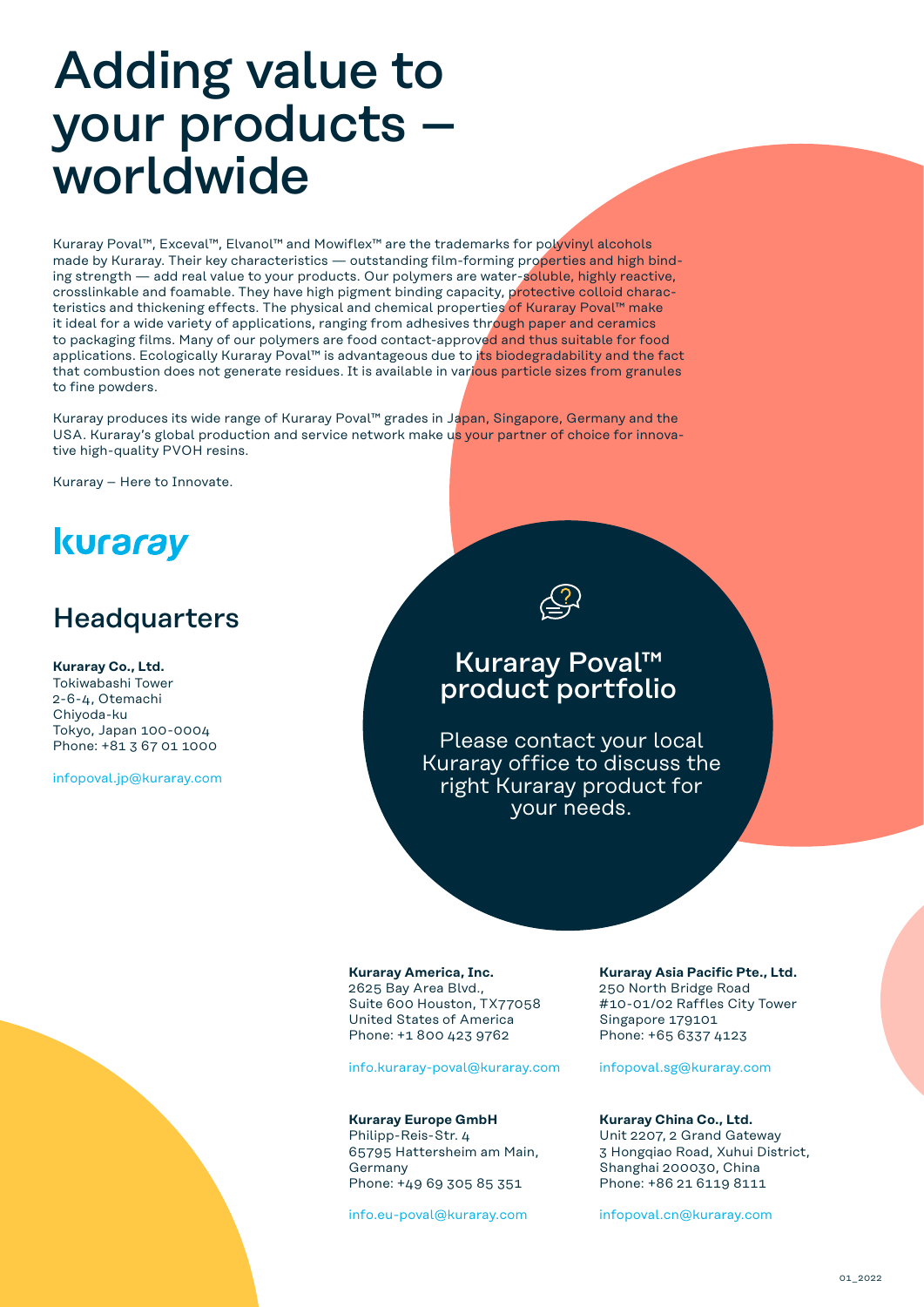# Adding value to your products – worldwide

Kuraray Poval™, Exceval™, Elvanol™ and Mowiflex™ are the trademarks for polyvinyl alcohols made by Kuraray. Their key characteristics — outstanding film-forming properties and high binding strength — add real value to your products. Our polymers are water-soluble, highly reactive, crosslinkable and foamable. They have high pigment binding capacity, protective colloid characteristics and thickening effects. The physical and chemical properties of Kuraray Poval™ make it ideal for a wide variety of applications, ranging from adhesives through paper and ceramics to packaging films. Many of our polymers are food contact-approved and thus suitable for food applications. Ecologically Kuraray Poval™ is advantageous due to its biodegradability and the fact that combustion does not generate residues. It is available in various particle sizes from granules to fine powders.

Kuraray produces its wide range of Kuraray Poval™ grades in Japan, Singapore, Germany and the USA. Kuraray's global production and service network make us your partner of choice for innovative high-quality PVOH resins.

Kuraray – Here to Innovate.

kuraray

## Headquarters

**Kuraray Co., Ltd.**
Tokiwabashi Tower
2-6-4, Otemachi
Chiyoda-ku
Tokyo, Japan 100-0004
Phone: +81 3 67 01 1000

infopoval.jp@kuraray.com

## Kuraray Poval™ product portfolio

Please contact your local Kuraray office to discuss the right Kuraray product for your needs.

**Kuraray America, Inc.**
2625 Bay Area Blvd.,
Suite 600 Houston, TX77058
United States of America
Phone: +1 800 423 9762

info.kuraray-poval@kuraray.com

**Kuraray Asia Pacific Pte., Ltd.**
250 North Bridge Road
#10-01/02 Raffles City Tower
Singapore 179101
Phone: +65 6337 4123

infopoval.sg@kuraray.com

**Kuraray Europe GmbH**
Philipp-Reis-Str. 4
65795 Hattersheim am Main,
Germany
Phone: +49 69 305 85 351

info.eu-poval@kuraray.com

**Kuraray China Co., Ltd.**
Unit 2207, 2 Grand Gateway
3 Hongqiao Road, Xuhui District,
Shanghai 200030, China
Phone: +86 21 6119 8111

infopoval.cn@kuraray.com

01_2022